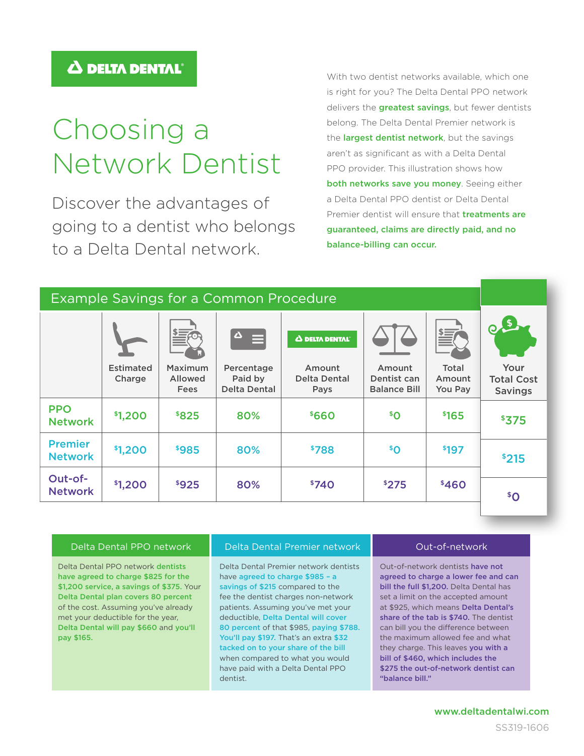DELTA DENTAL

# Choosing a Network Dentist

Discover the advantages of going to a dentist who belongs to a Delta Dental network.

With two dentist networks available, which one is right for you? The Delta Dental PPO network delivers the **greatest savings**, but fewer dentists belong. The Delta Dental Premier network is the **largest dentist network**, but the savings aren't as significant as with a Delta Dental PPO provider. This illustration shows how **both networks save you money**. Seeing either a Delta Dental PPO dentist or Delta Dental Premier dentist will ensure that **treatments are guaranteed, claims are directly paid, and no balance-billing can occur.**

## Example Savings for a Common Procedure

| | Estimated Charge | Maximum Allowed Fees | Percentage Paid by Delta Dental | Amount Delta Dental Pays | Amount Dentist can Balance Bill | Total Amount You Pay | Your Total Cost Savings |
|---|---|---|---|---|---|---|---|
| PPO Network | $1,200 | $825 | 80% | $660 | $0 | $165 | $375 |
| Premier Network | $1,200 | $985 | 80% | $788 | $0 | $197 | $215 |
| Out-of-Network | $1,200 | $925 | 80% | $740 | $275 | $460 | $0 |

### Delta Dental PPO network

Delta Dental PPO network **dentists have agreed to charge $825 for the $1,200 service, a savings of $375.** Your **Delta Dental plan covers 80 percent** of the cost. Assuming you've already met your deductible for the year, **Delta Dental will pay $660** and **you'll pay $165.**

### Delta Dental Premier network

Delta Dental Premier network dentists have **agreed to charge $985 – a savings of $215** compared to the fee the dentist charges non-network patients. Assuming you've met your deductible, **Delta Dental will cover 80 percent** of that $985, **paying $788. You'll pay $197.** That's an extra **$32 tacked on to your share of the bill** when compared to what you would have paid with a Delta Dental PPO dentist.

### Out-of-network

Out-of-network dentists **have not agreed to charge a lower fee and can bill the full $1,200.** Delta Dental has set a limit on the accepted amount at $925, which means **Delta Dental's share of the tab is $740.** The dentist can bill you the difference between the maximum allowed fee and what they charge. This leaves **you with a bill of $460, which includes the $275 the out-of-network dentist can "balance bill."**

www.deltadentalwi.com

SS319-1606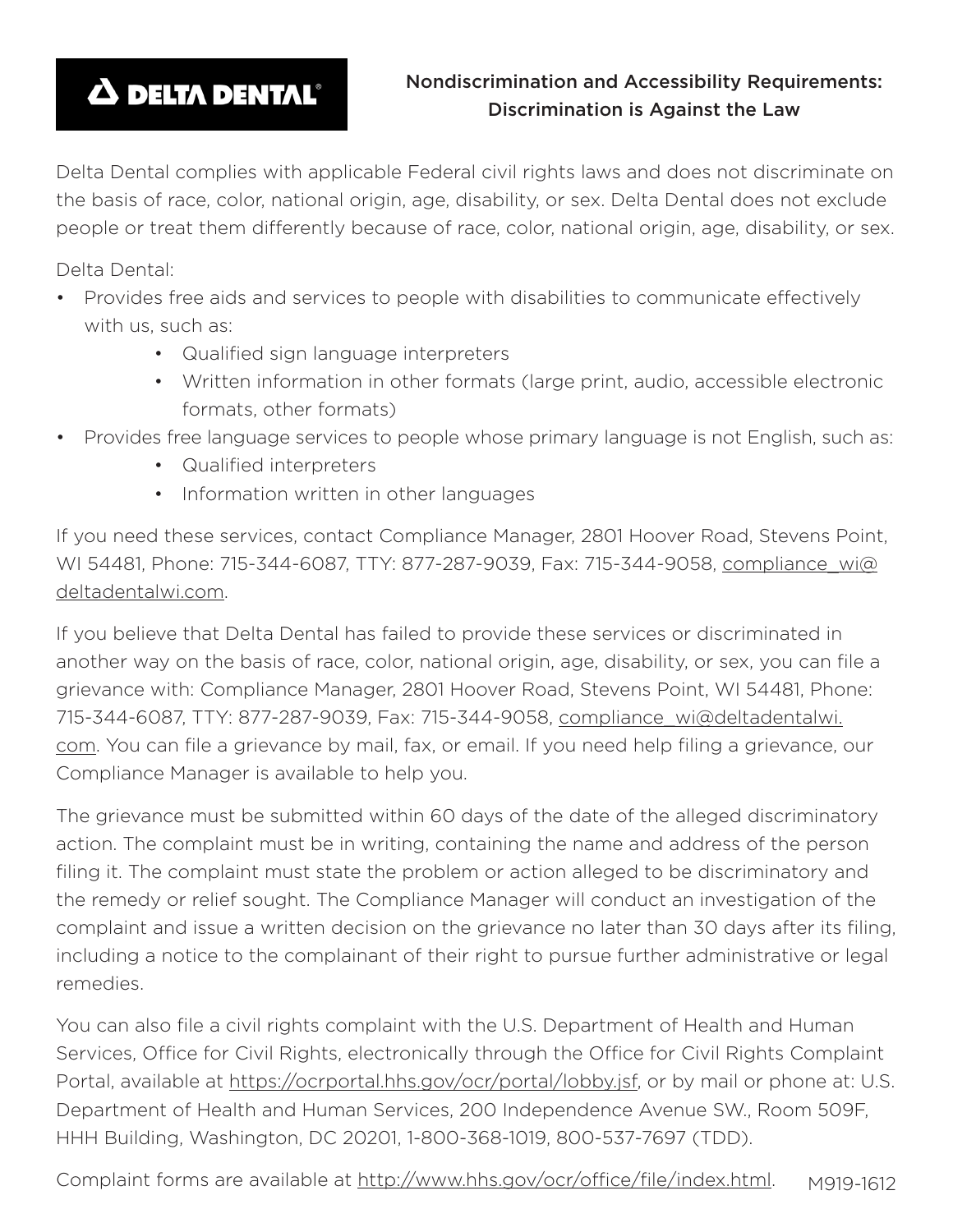**DELTA DENTAL**®

## Nondiscrimination and Accessibility Requirements: Discrimination is Against the Law

Delta Dental complies with applicable Federal civil rights laws and does not discriminate on the basis of race, color, national origin, age, disability, or sex. Delta Dental does not exclude people or treat them differently because of race, color, national origin, age, disability, or sex.

Delta Dental:

- Provides free aids and services to people with disabilities to communicate effectively with us, such as:
  - Qualified sign language interpreters
  - Written information in other formats (large print, audio, accessible electronic formats, other formats)
- Provides free language services to people whose primary language is not English, such as:
  - Qualified interpreters
  - Information written in other languages

If you need these services, contact Compliance Manager, 2801 Hoover Road, Stevens Point, WI 54481, Phone: 715-344-6087, TTY: 877-287-9039, Fax: 715-344-9058, compliance_wi@deltadentalwi.com.

If you believe that Delta Dental has failed to provide these services or discriminated in another way on the basis of race, color, national origin, age, disability, or sex, you can file a grievance with: Compliance Manager, 2801 Hoover Road, Stevens Point, WI 54481, Phone: 715-344-6087, TTY: 877-287-9039, Fax: 715-344-9058, compliance_wi@deltadentalwi.com. You can file a grievance by mail, fax, or email. If you need help filing a grievance, our Compliance Manager is available to help you.

The grievance must be submitted within 60 days of the date of the alleged discriminatory action. The complaint must be in writing, containing the name and address of the person filing it. The complaint must state the problem or action alleged to be discriminatory and the remedy or relief sought. The Compliance Manager will conduct an investigation of the complaint and issue a written decision on the grievance no later than 30 days after its filing, including a notice to the complainant of their right to pursue further administrative or legal remedies.

You can also file a civil rights complaint with the U.S. Department of Health and Human Services, Office for Civil Rights, electronically through the Office for Civil Rights Complaint Portal, available at https://ocrportal.hhs.gov/ocr/portal/lobby.jsf, or by mail or phone at: U.S. Department of Health and Human Services, 200 Independence Avenue SW., Room 509F, HHH Building, Washington, DC 20201, 1-800-368-1019, 800-537-7697 (TDD).

Complaint forms are available at http://www.hhs.gov/ocr/office/file/index.html.

M919-1612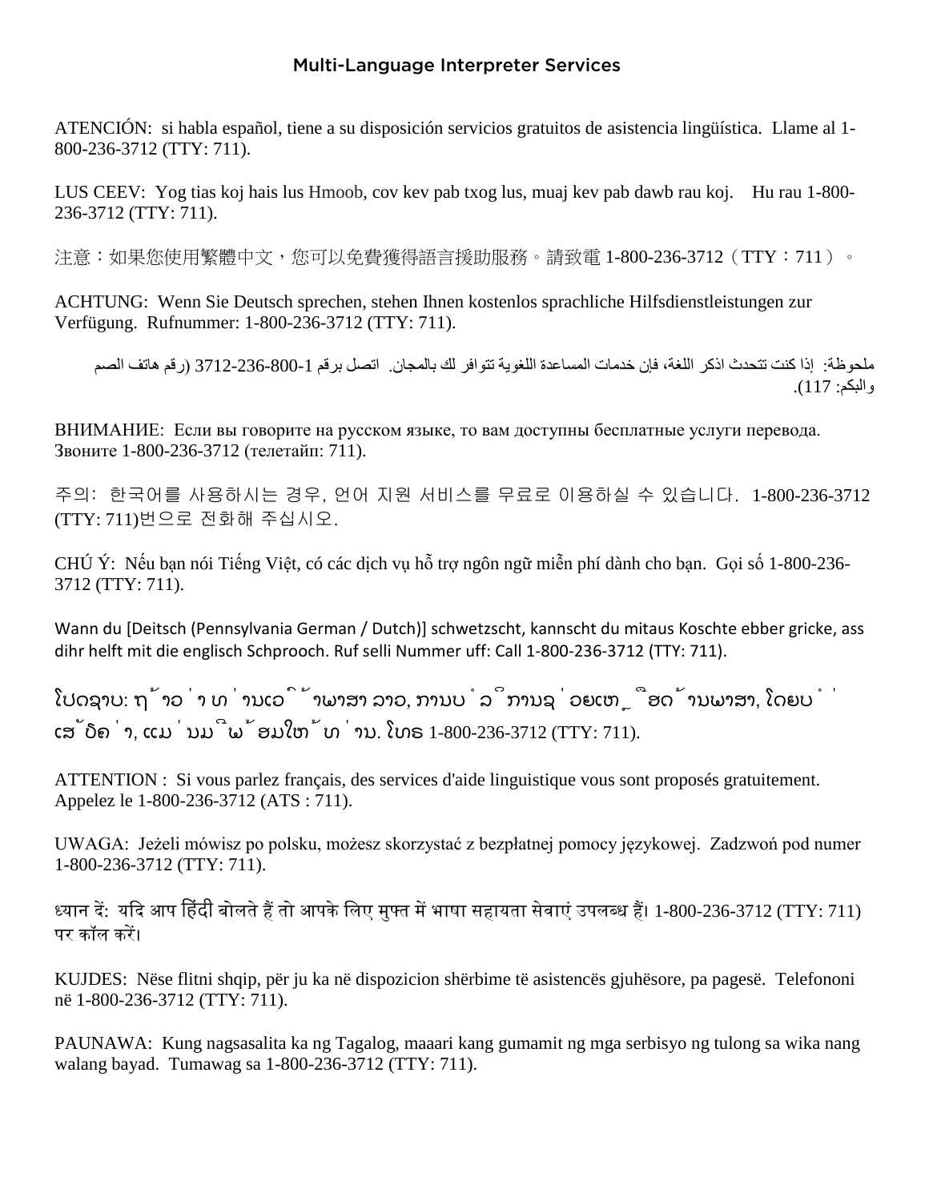## Multi-Language Interpreter Services

ATENCIÓN: si habla español, tiene a su disposición servicios gratuitos de asistencia lingüística. Llame al 1-800-236-3712 (TTY: 711).

LUS CEEV: Yog tias koj hais lus Hmoob, cov kev pab txog lus, muaj kev pab dawb rau koj. Hu rau 1-800-236-3712 (TTY: 711).

注意：如果您使用繁體中文，您可以免費獲得語言援助服務。請致電 1-800-236-3712（TTY：711）。

ACHTUNG: Wenn Sie Deutsch sprechen, stehen Ihnen kostenlos sprachliche Hilfsdienstleistungen zur Verfügung. Rufnummer: 1-800-236-3712 (TTY: 711).

ملحوظة: إذا كنت تتحدث اذكر اللغة، فإن خدمات المساعدة اللغوية تتوافر لك بالمجان. اتصل برقم 1-800-236-3712 (رقم هاتف الصم والبكم: 117).

ВНИМАНИЕ: Если вы говорите на русском языке, то вам доступны бесплатные услуги перевода. Звоните 1-800-236-3712 (телетайп: 711).

주의: 한국어를 사용하시는 경우, 언어 지원 서비스를 무료로 이용하실 수 있습니다. 1-800-236-3712 (TTY: 711)번으로 전화해 주십시오.

CHÚ Ý: Nếu bạn nói Tiếng Việt, có các dịch vụ hỗ trợ ngôn ngữ miễn phí dành cho bạn. Gọi số 1-800-236-3712 (TTY: 711).

Wann du [Deitsch (Pennsylvania German / Dutch)] schwetzscht, kannscht du mitaus Koschte ebber gricke, ass dihr helft mit die englisch Schprooch. Ruf selli Nummer uff: Call 1-800-236-3712 (TTY: 711).

ໂປດຊາບ: ຖ້າວ່າ ທ່ານເວົ້າພາສາ ລາວ, ການບໍລິການຊ່ວຍເຫຼືອດ້ານພາສາ, ໂດຍບໍ່ເສັຽຄ່າ, ແມ່ນມີພ້ອມໃຫ້ທ່ານ. ໂທຣ 1-800-236-3712 (TTY: 711).

ATTENTION : Si vous parlez français, des services d'aide linguistique vous sont proposés gratuitement. Appelez le 1-800-236-3712 (ATS : 711).

UWAGA: Jeżeli mówisz po polsku, możesz skorzystać z bezpłatnej pomocy językowej. Zadzwoń pod numer 1-800-236-3712 (TTY: 711).

ध्यान दें: यदि आप हिंदी बोलते हैं तो आपके लिए मुफ्त में भाषा सहायता सेवाएं उपलब्ध हैं। 1-800-236-3712 (TTY: 711) पर कॉल करें।

KUJDES: Nëse flitni shqip, për ju ka në dispozicion shërbime të asistencës gjuhësore, pa pagesë. Telefononi në 1-800-236-3712 (TTY: 711).

PAUNAWA: Kung nagsasalita ka ng Tagalog, maaari kang gumamit ng mga serbisyo ng tulong sa wika nang walang bayad. Tumawag sa 1-800-236-3712 (TTY: 711).